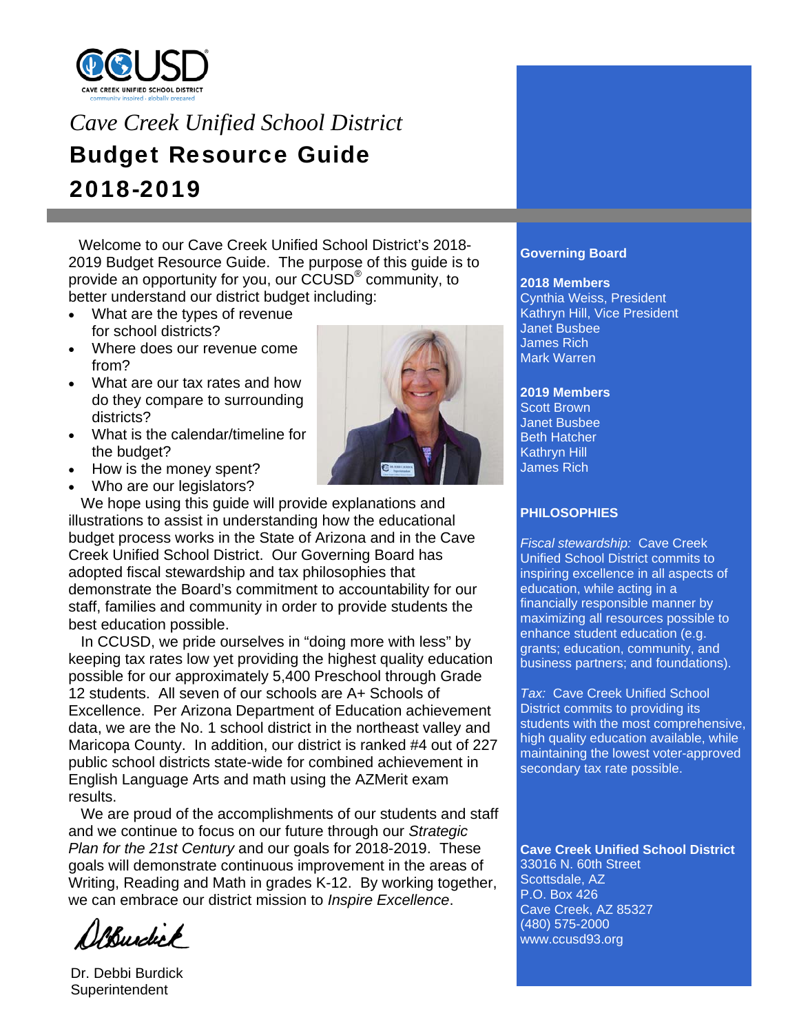CAVE CREEK UNIFIED SCHOOL DISTRICT
community inspired · globally prepared

*Cave Creek Unified School District*

# Budget Resource Guide 2018-2019

Welcome to our Cave Creek Unified School District's 2018-2019 Budget Resource Guide. The purpose of this guide is to provide an opportunity for you, our CCUSD® community, to better understand our district budget including:

- What are the types of revenue for school districts?
- Where does our revenue come from?
- What are our tax rates and how do they compare to surrounding districts?
- What is the calendar/timeline for the budget?
- How is the money spent?
- Who are our legislators?

We hope using this guide will provide explanations and illustrations to assist in understanding how the educational budget process works in the State of Arizona and in the Cave Creek Unified School District. Our Governing Board has adopted fiscal stewardship and tax philosophies that demonstrate the Board's commitment to accountability for our staff, families and community in order to provide students the best education possible.

In CCUSD, we pride ourselves in "doing more with less" by keeping tax rates low yet providing the highest quality education possible for our approximately 5,400 Preschool through Grade 12 students. All seven of our schools are A+ Schools of Excellence. Per Arizona Department of Education achievement data, we are the No. 1 school district in the northeast valley and Maricopa County. In addition, our district is ranked #4 out of 227 public school districts state-wide for combined achievement in English Language Arts and math using the AZMerit exam results.

We are proud of the accomplishments of our students and staff and we continue to focus on our future through our *Strategic Plan for the 21st Century* and our goals for 2018-2019. These goals will demonstrate continuous improvement in the areas of Writing, Reading and Math in grades K-12. By working together, we can embrace our district mission to *Inspire Excellence*.

Dr. Debbi Burdick
Superintendent

**Governing Board**

**2018 Members**
Cynthia Weiss, President
Kathryn Hill, Vice President
Janet Busbee
James Rich
Mark Warren

**2019 Members**
Scott Brown
Janet Busbee
Beth Hatcher
Kathryn Hill
James Rich

**PHILOSOPHIES**

*Fiscal stewardship:* Cave Creek Unified School District commits to inspiring excellence in all aspects of education, while acting in a financially responsible manner by maximizing all resources possible to enhance student education (e.g. grants; education, community, and business partners; and foundations).

*Tax:* Cave Creek Unified School District commits to providing its students with the most comprehensive, high quality education available, while maintaining the lowest voter-approved secondary tax rate possible.

**Cave Creek Unified School District**
33016 N. 60th Street
Scottsdale, AZ
P.O. Box 426
Cave Creek, AZ 85327
(480) 575-2000
www.ccusd93.org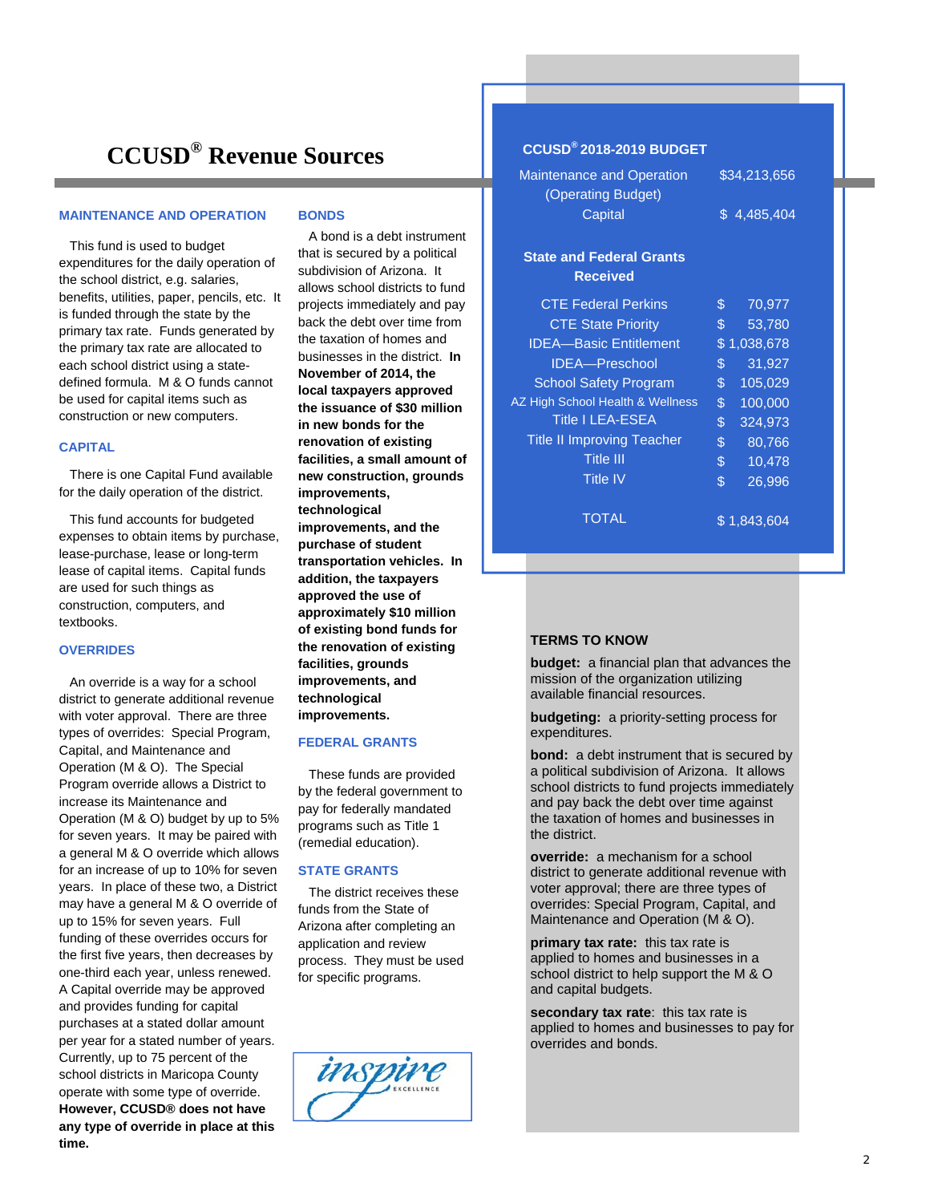# CCUSD® Revenue Sources

### MAINTENANCE AND OPERATION

This fund is used to budget expenditures for the daily operation of the school district, e.g. salaries, benefits, utilities, paper, pencils, etc. It is funded through the state by the primary tax rate. Funds generated by the primary tax rate are allocated to each school district using a state-defined formula. M & O funds cannot be used for capital items such as construction or new computers.

### CAPITAL

There is one Capital Fund available for the daily operation of the district.

This fund accounts for budgeted expenses to obtain items by purchase, lease-purchase, lease or long-term lease of capital items. Capital funds are used for such things as construction, computers, and textbooks.

### OVERRIDES

An override is a way for a school district to generate additional revenue with voter approval. There are three types of overrides: Special Program, Capital, and Maintenance and Operation (M & O). The Special Program override allows a District to increase its Maintenance and Operation (M & O) budget by up to 5% for seven years. It may be paired with a general M & O override which allows for an increase of up to 10% for seven years. In place of these two, a District may have a general M & O override of up to 15% for seven years. Full funding of these overrides occurs for the first five years, then decreases by one-third each year, unless renewed. A Capital override may be approved and provides funding for capital purchases at a stated dollar amount per year for a stated number of years. Currently, up to 75 percent of the school districts in Maricopa County operate with some type of override. **However, CCUSD® does not have any type of override in place at this time.**

### BONDS

A bond is a debt instrument that is secured by a political subdivision of Arizona. It allows school districts to fund projects immediately and pay back the debt over time from the taxation of homes and businesses in the district. **In November of 2014, the local taxpayers approved the issuance of $30 million in new bonds for the renovation of existing facilities, a small amount of new construction, grounds improvements, technological improvements, and the purchase of student transportation vehicles. In addition, the taxpayers approved the use of approximately $10 million of existing bond funds for the renovation of existing facilities, grounds improvements, and technological improvements.**

### FEDERAL GRANTS

These funds are provided by the federal government to pay for federally mandated programs such as Title 1 (remedial education).

### STATE GRANTS

The district receives these funds from the State of Arizona after completing an application and review process. They must be used for specific programs.

### CCUSD® 2018-2019 BUDGET

| | |
|---|---|
| Maintenance and Operation (Operating Budget) | $34,213,656 |
| Capital | $ 4,485,404 |

**State and Federal Grants Received**

| | |
|---|---|
| CTE Federal Perkins | $ 70,977 |
| CTE State Priority | $ 53,780 |
| IDEA—Basic Entitlement | $ 1,038,678 |
| IDEA—Preschool | $ 31,927 |
| School Safety Program | $ 105,029 |
| AZ High School Health & Wellness | $ 100,000 |
| Title I LEA-ESEA | $ 324,973 |
| Title II Improving Teacher | $ 80,766 |
| Title III | $ 10,478 |
| Title IV | $ 26,996 |
| TOTAL | $ 1,843,604 |

### TERMS TO KNOW

**budget:** a financial plan that advances the mission of the organization utilizing available financial resources.

**budgeting:** a priority-setting process for expenditures.

**bond:** a debt instrument that is secured by a political subdivision of Arizona. It allows school districts to fund projects immediately and pay back the debt over time against the taxation of homes and businesses in the district.

**override:** a mechanism for a school district to generate additional revenue with voter approval; there are three types of overrides: Special Program, Capital, and Maintenance and Operation (M & O).

**primary tax rate:** this tax rate is applied to homes and businesses in a school district to help support the M & O and capital budgets.

**secondary tax rate**: this tax rate is applied to homes and businesses to pay for overrides and bonds.

inspire EXCELLENCE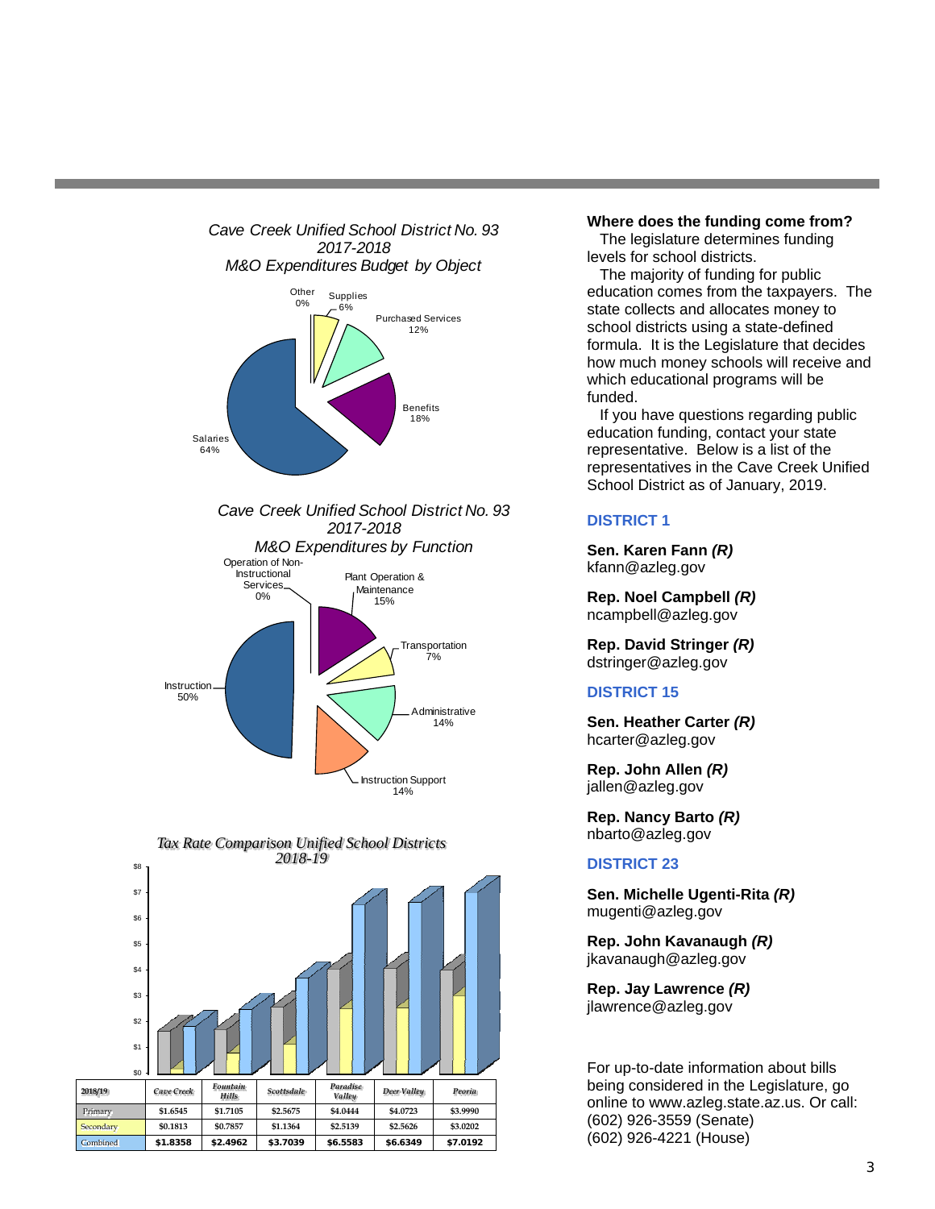### Cave Creek Unified School District No. 93
### 2017-2018
### M&O Expenditures Budget by Object

| Object | Percent |
|---|---|
| Salaries | 64% |
| Benefits | 18% |
| Purchased Services | 12% |
| Supplies | 6% |
| Other | 0% |

### Cave Creek Unified School District No. 93
### 2017-2018
### M&O Expenditures by Function

| Function | Percent |
|---|---|
| Instruction | 50% |
| Plant Operation & Maintenance | 15% |
| Transportation | 7% |
| Administrative | 14% |
| Instruction Support | 14% |
| Operation of Non-Instructional Services | 0% |

### Tax Rate Comparison Unified School Districts 2018-19

| 2018/19 | Cave Creek | Fountain Hills | Scottsdale | Paradise Valley | Deer Valley | Peoria |
|---|---|---|---|---|---|---|
| Primary | $1.6545 | $1.7105 | $2.5675 | $4.0444 | $4.0723 | $3.9990 |
| Secondary | $0.1813 | $0.7857 | $1.1364 | $2.5139 | $2.5626 | $3.0202 |
| Combined | $1.8358 | $2.4962 | $3.7039 | $6.5583 | $6.6349 | $7.0192 |

**Where does the funding come from?**

The legislature determines funding levels for school districts.

The majority of funding for public education comes from the taxpayers. The state collects and allocates money to school districts using a state-defined formula. It is the Legislature that decides how much money schools will receive and which educational programs will be funded.

If you have questions regarding public education funding, contact your state representative. Below is a list of the representatives in the Cave Creek Unified School District as of January, 2019.

### DISTRICT 1

**Sen. Karen Fann *(R)***
kfann@azleg.gov

**Rep. Noel Campbell *(R)***
ncampbell@azleg.gov

**Rep. David Stringer *(R)***
dstringer@azleg.gov

### DISTRICT 15

**Sen. Heather Carter *(R)***
hcarter@azleg.gov

**Rep. John Allen *(R)***
jallen@azleg.gov

**Rep. Nancy Barto *(R)***
nbarto@azleg.gov

### DISTRICT 23

**Sen. Michelle Ugenti-Rita *(R)***
mugenti@azleg.gov

**Rep. John Kavanaugh *(R)***
jkavanaugh@azleg.gov

**Rep. Jay Lawrence *(R)***
jlawrence@azleg.gov

For up-to-date information about bills being considered in the Legislature, go online to www.azleg.state.az.us. Or call:
(602) 926-3559 (Senate)
(602) 926-4221 (House)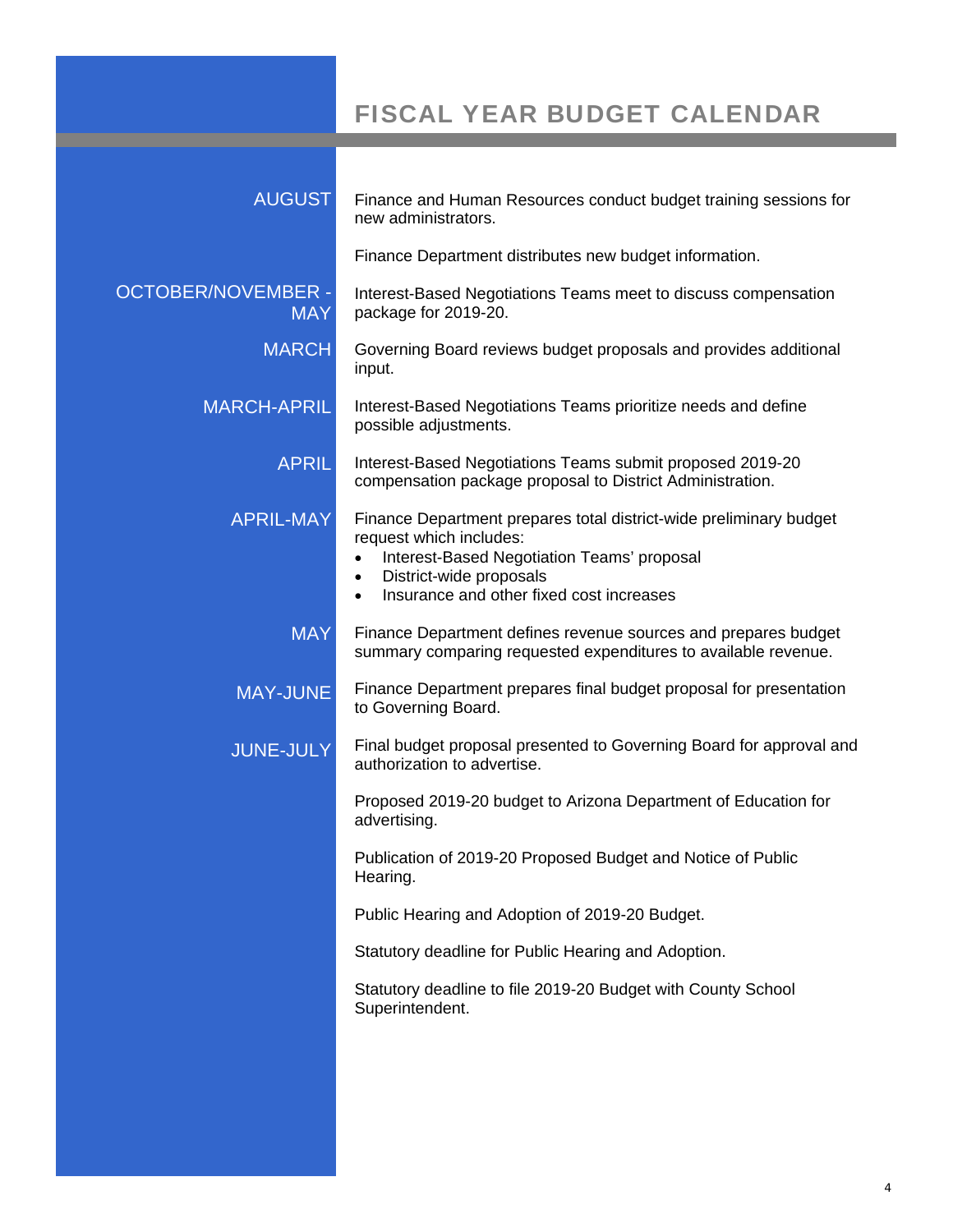# FISCAL YEAR BUDGET CALENDAR

| | |
|---|---|
| AUGUST | Finance and Human Resources conduct budget training sessions for new administrators. |
| | Finance Department distributes new budget information. |
| OCTOBER/NOVEMBER - MAY | Interest-Based Negotiations Teams meet to discuss compensation package for 2019-20. |
| MARCH | Governing Board reviews budget proposals and provides additional input. |
| MARCH-APRIL | Interest-Based Negotiations Teams prioritize needs and define possible adjustments. |
| APRIL | Interest-Based Negotiations Teams submit proposed 2019-20 compensation package proposal to District Administration. |
| APRIL-MAY | Finance Department prepares total district-wide preliminary budget request which includes: • Interest-Based Negotiation Teams' proposal • District-wide proposals • Insurance and other fixed cost increases |
| MAY | Finance Department defines revenue sources and prepares budget summary comparing requested expenditures to available revenue. |
| MAY-JUNE | Finance Department prepares final budget proposal for presentation to Governing Board. |
| JUNE-JULY | Final budget proposal presented to Governing Board for approval and authorization to advertise. |
| | Proposed 2019-20 budget to Arizona Department of Education for advertising. |
| | Publication of 2019-20 Proposed Budget and Notice of Public Hearing. |
| | Public Hearing and Adoption of 2019-20 Budget. |
| | Statutory deadline for Public Hearing and Adoption. |
| | Statutory deadline to file 2019-20 Budget with County School Superintendent. |